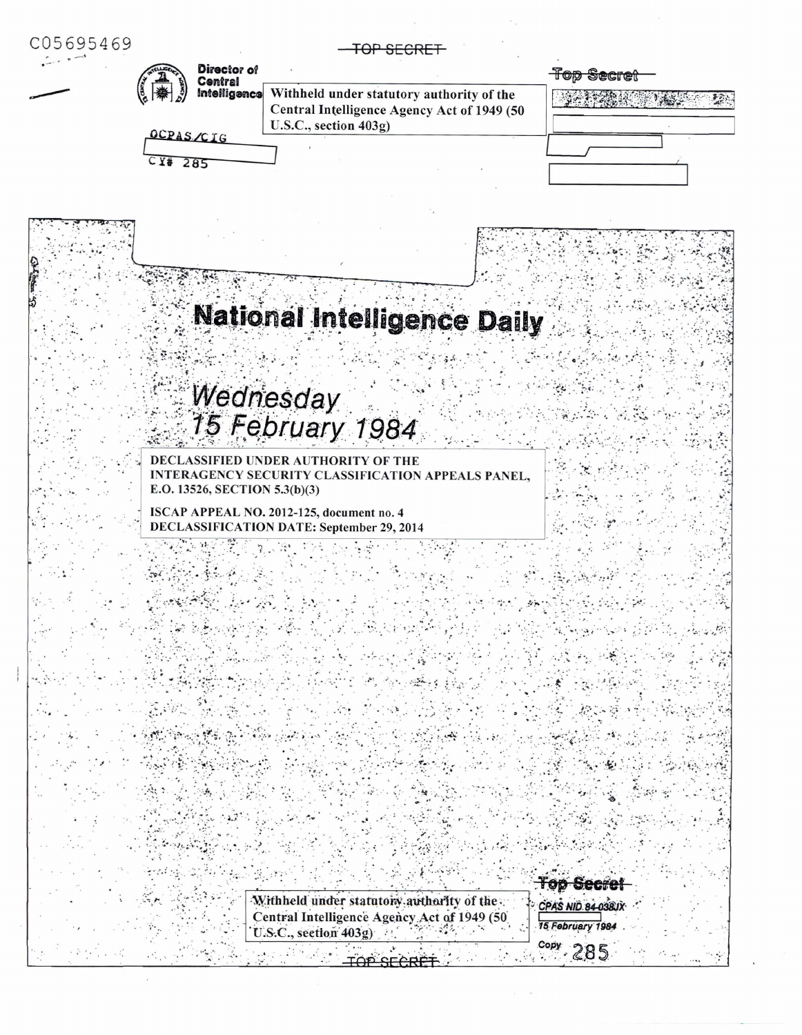C05695469

~~TOP SECRET~~

Director of Central Intelligence

Withheld under statutory authority of the Central Intelligence Agency Act of 1949 (50 U.S.C., section 403g)

~~Top Secret~~

OCPAS/CIG

CY# 285

# National Intelligence Daily

*Wednesday*
*15 February 1984*

**DECLASSIFIED UNDER AUTHORITY OF THE INTERAGENCY SECURITY CLASSIFICATION APPEALS PANEL, E.O. 13526, SECTION 5.3(b)(3)**

**ISCAP APPEAL NO. 2012-125, document no. 4**
**DECLASSIFICATION DATE: September 29, 2014**

Withheld under statutory authority of the Central Intelligence Agency Act of 1949 (50 U.S.C., section 403g)

~~Top Secret~~

*CPAS NID 84-038JX*

*15 February 1984*

Copy 285

~~TOP SECRET~~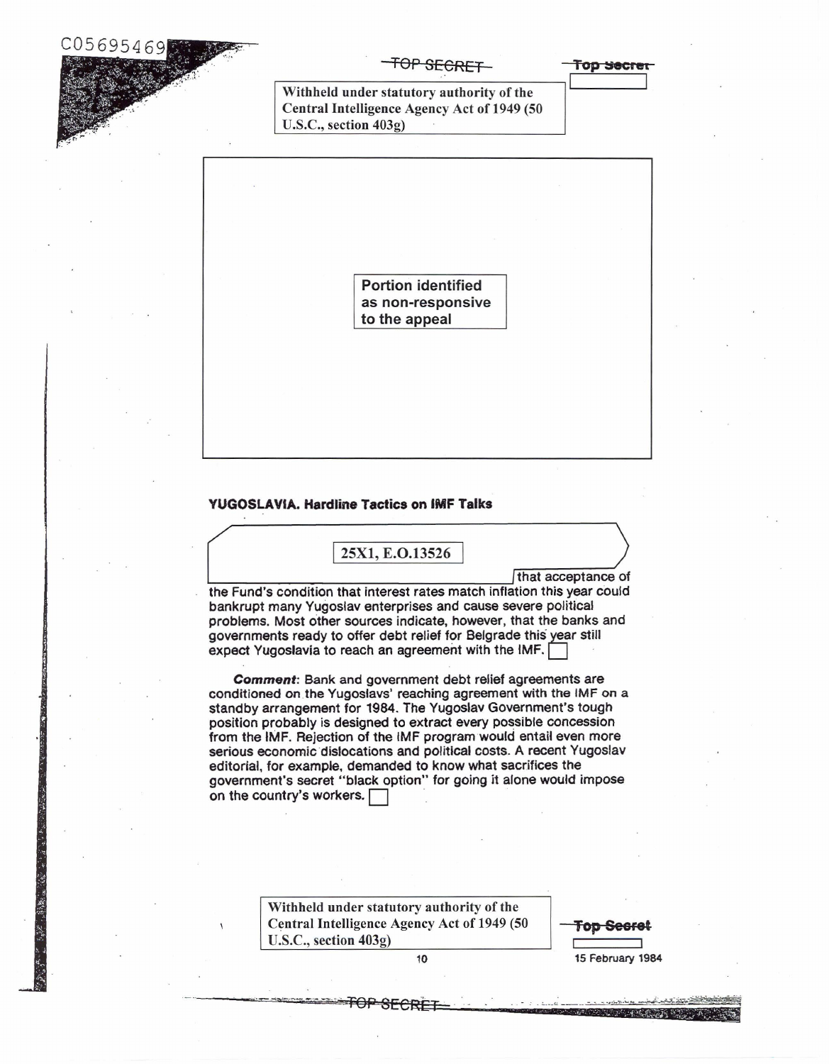Withheld under statutory authority of the Central Intelligence Agency Act of 1949 (50 U.S.C., section 403g)

Portion identified as non-responsive to the appeal

**YUGOSLAVIA. Hardline Tactics on IMF Talks**

25X1, E.O.13526

that acceptance of the Fund's condition that interest rates match inflation this year could bankrupt many Yugoslav enterprises and cause severe political problems. Most other sources indicate, however, that the banks and governments ready to offer debt relief for Belgrade this year still expect Yugoslavia to reach an agreement with the IMF.

***Comment***: Bank and government debt relief agreements are conditioned on the Yugoslavs' reaching agreement with the IMF on a standby arrangement for 1984. The Yugoslav Government's tough position probably is designed to extract every possible concession from the IMF. Rejection of the IMF program would entail even more serious economic dislocations and political costs. A recent Yugoslav editorial, for example, demanded to know what sacrifices the government's secret "black option" for going it alone would impose on the country's workers.

Withheld under statutory authority of the Central Intelligence Agency Act of 1949 (50 U.S.C., section 403g)

15 February 1984